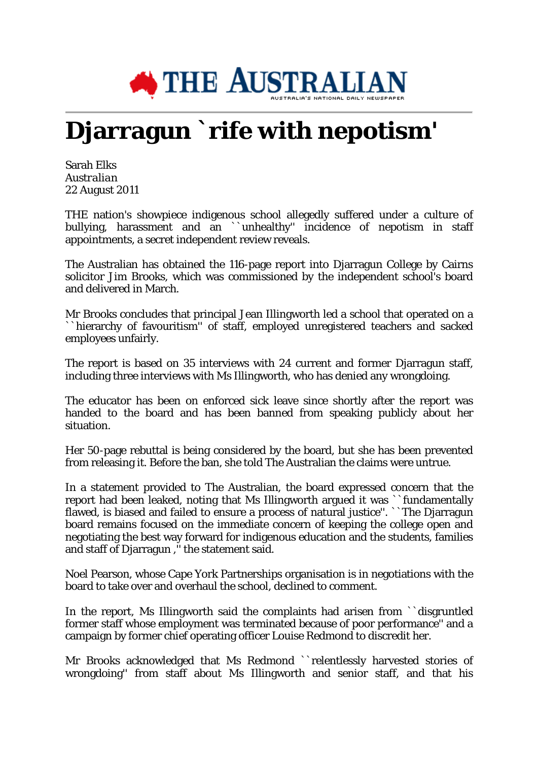THE AUSTRALIAN

AUSTRALIA'S NATIONAL DAILY NEWSPAPER

# Djarragun `rife with nepotism'

Sarah Elks
*Australian*
22 August 2011

THE nation's showpiece indigenous school allegedly suffered under a culture of bullying, harassment and an ``unhealthy'' incidence of nepotism in staff appointments, a secret independent review reveals.

The Australian has obtained the 116-page report into Djarragun College by Cairns solicitor Jim Brooks, which was commissioned by the independent school's board and delivered in March.

Mr Brooks concludes that principal Jean Illingworth led a school that operated on a ``hierarchy of favouritism'' of staff, employed unregistered teachers and sacked employees unfairly.

The report is based on 35 interviews with 24 current and former Djarragun staff, including three interviews with Ms Illingworth, who has denied any wrongdoing.

The educator has been on enforced sick leave since shortly after the report was handed to the board and has been banned from speaking publicly about her situation.

Her 50-page rebuttal is being considered by the board, but she has been prevented from releasing it. Before the ban, she told The Australian the claims were untrue.

In a statement provided to The Australian, the board expressed concern that the report had been leaked, noting that Ms Illingworth argued it was ``fundamentally flawed, is biased and failed to ensure a process of natural justice''. ``The Djarragun board remains focused on the immediate concern of keeping the college open and negotiating the best way forward for indigenous education and the students, families and staff of Djarragun ,'' the statement said.

Noel Pearson, whose Cape York Partnerships organisation is in negotiations with the board to take over and overhaul the school, declined to comment.

In the report, Ms Illingworth said the complaints had arisen from ``disgruntled former staff whose employment was terminated because of poor performance'' and a campaign by former chief operating officer Louise Redmond to discredit her.

Mr Brooks acknowledged that Ms Redmond ``relentlessly harvested stories of wrongdoing'' from staff about Ms Illingworth and senior staff, and that his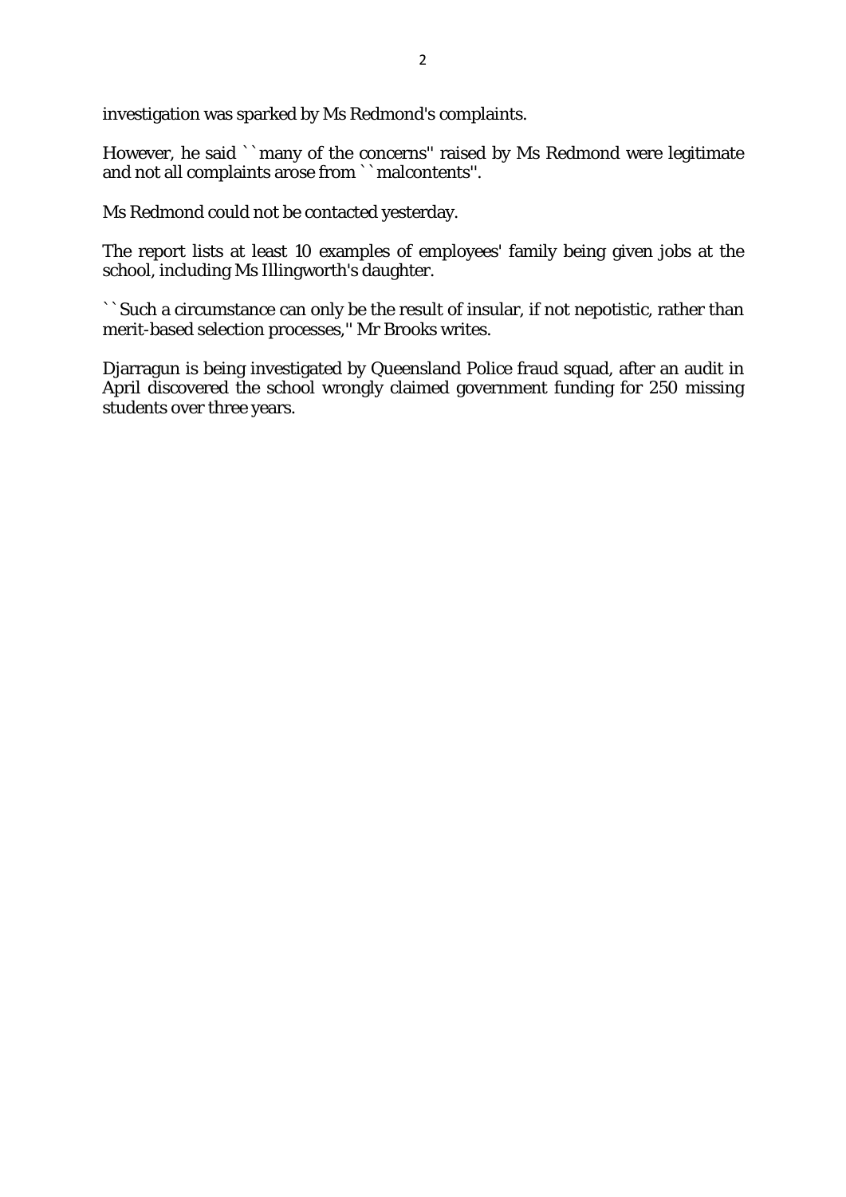investigation was sparked by Ms Redmond's complaints.

However, he said ``many of the concerns'' raised by Ms Redmond were legitimate and not all complaints arose from ``malcontents''.

Ms Redmond could not be contacted yesterday.

The report lists at least 10 examples of employees' family being given jobs at the school, including Ms Illingworth's daughter.

``Such a circumstance can only be the result of insular, if not nepotistic, rather than merit-based selection processes,'' Mr Brooks writes.

Djarragun is being investigated by Queensland Police fraud squad, after an audit in April discovered the school wrongly claimed government funding for 250 missing students over three years.